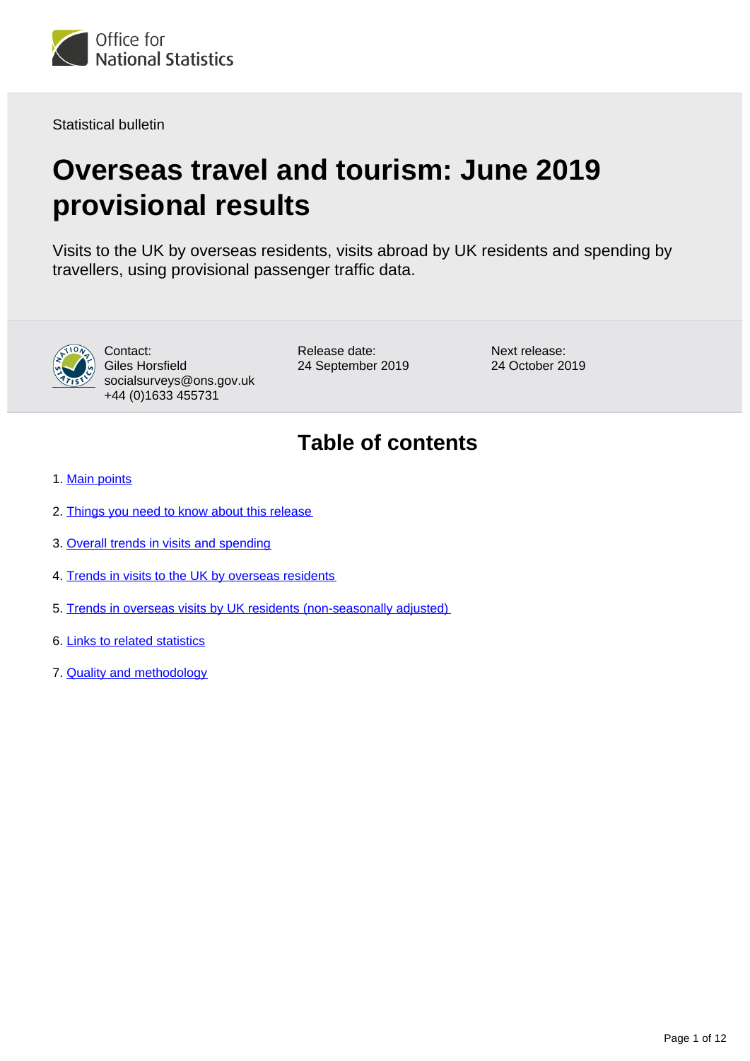Office for National Statistics

Statistical bulletin

# Overseas travel and tourism: June 2019 provisional results

Visits to the UK by overseas residents, visits abroad by UK residents and spending by travellers, using provisional passenger traffic data.

Contact:
Giles Horsfield
socialsurveys@ons.gov.uk
+44 (0)1633 455731

Release date:
24 September 2019

Next release:
24 October 2019

## Table of contents

1. Main points
2. Things you need to know about this release
3. Overall trends in visits and spending
4. Trends in visits to the UK by overseas residents
5. Trends in overseas visits by UK residents (non-seasonally adjusted)
6. Links to related statistics
7. Quality and methodology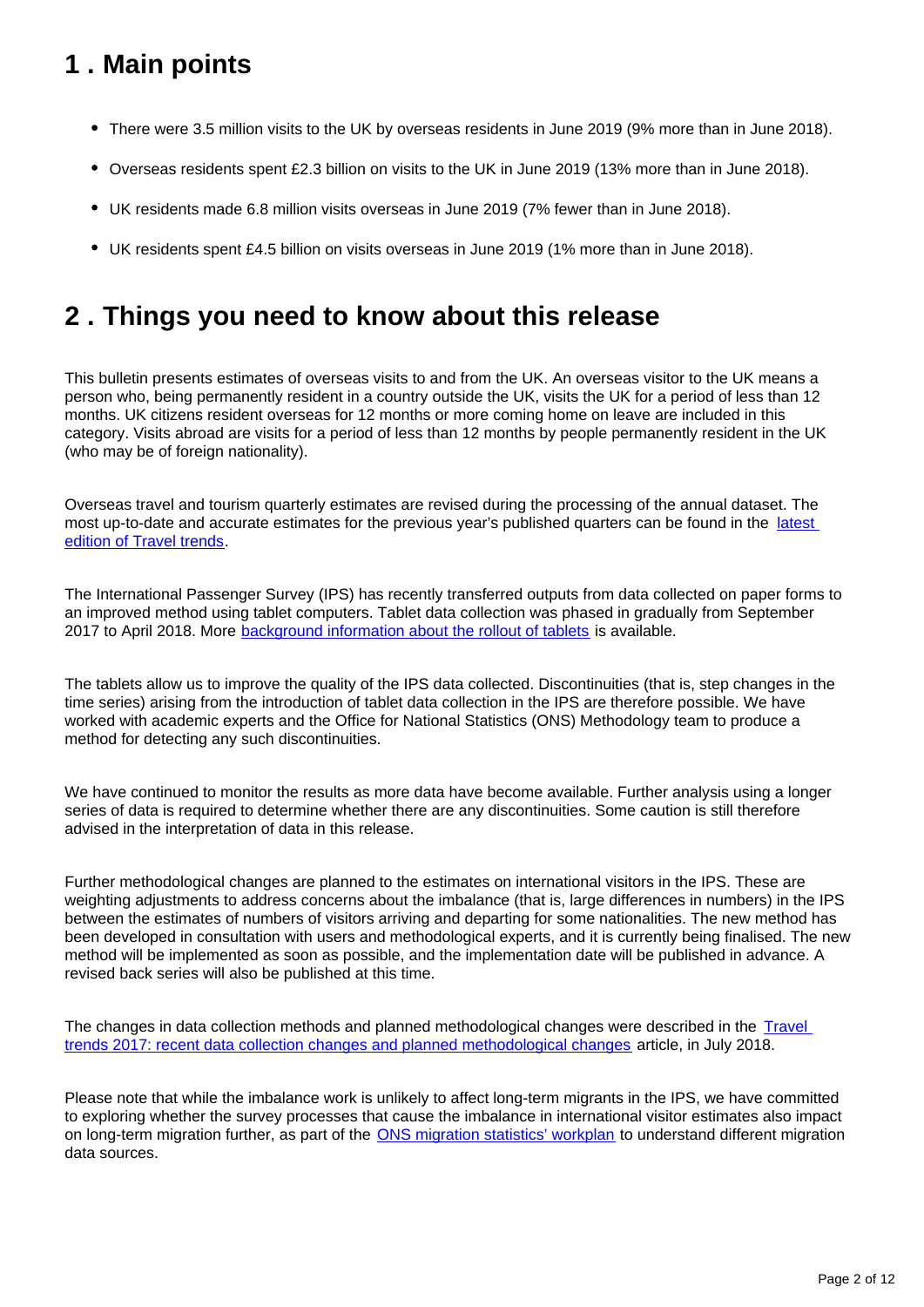## 1 . Main points

- There were 3.5 million visits to the UK by overseas residents in June 2019 (9% more than in June 2018).
- Overseas residents spent £2.3 billion on visits to the UK in June 2019 (13% more than in June 2018).
- UK residents made 6.8 million visits overseas in June 2019 (7% fewer than in June 2018).
- UK residents spent £4.5 billion on visits overseas in June 2019 (1% more than in June 2018).

## 2 . Things you need to know about this release

This bulletin presents estimates of overseas visits to and from the UK. An overseas visitor to the UK means a person who, being permanently resident in a country outside the UK, visits the UK for a period of less than 12 months. UK citizens resident overseas for 12 months or more coming home on leave are included in this category. Visits abroad are visits for a period of less than 12 months by people permanently resident in the UK (who may be of foreign nationality).

Overseas travel and tourism quarterly estimates are revised during the processing of the annual dataset. The most up-to-date and accurate estimates for the previous year's published quarters can be found in the latest edition of Travel trends.

The International Passenger Survey (IPS) has recently transferred outputs from data collected on paper forms to an improved method using tablet computers. Tablet data collection was phased in gradually from September 2017 to April 2018. More background information about the rollout of tablets is available.

The tablets allow us to improve the quality of the IPS data collected. Discontinuities (that is, step changes in the time series) arising from the introduction of tablet data collection in the IPS are therefore possible. We have worked with academic experts and the Office for National Statistics (ONS) Methodology team to produce a method for detecting any such discontinuities.

We have continued to monitor the results as more data have become available. Further analysis using a longer series of data is required to determine whether there are any discontinuities. Some caution is still therefore advised in the interpretation of data in this release.

Further methodological changes are planned to the estimates on international visitors in the IPS. These are weighting adjustments to address concerns about the imbalance (that is, large differences in numbers) in the IPS between the estimates of numbers of visitors arriving and departing for some nationalities. The new method has been developed in consultation with users and methodological experts, and it is currently being finalised. The new method will be implemented as soon as possible, and the implementation date will be published in advance. A revised back series will also be published at this time.

The changes in data collection methods and planned methodological changes were described in the Travel trends 2017: recent data collection changes and planned methodological changes article, in July 2018.

Please note that while the imbalance work is unlikely to affect long-term migrants in the IPS, we have committed to exploring whether the survey processes that cause the imbalance in international visitor estimates also impact on long-term migration further, as part of the ONS migration statistics' workplan to understand different migration data sources.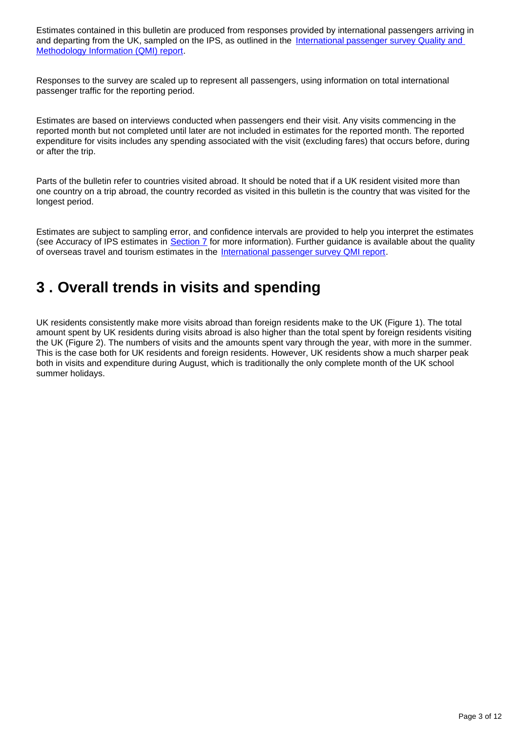Estimates contained in this bulletin are produced from responses provided by international passengers arriving in and departing from the UK, sampled on the IPS, as outlined in the International passenger survey Quality and Methodology Information (QMI) report.

Responses to the survey are scaled up to represent all passengers, using information on total international passenger traffic for the reporting period.

Estimates are based on interviews conducted when passengers end their visit. Any visits commencing in the reported month but not completed until later are not included in estimates for the reported month. The reported expenditure for visits includes any spending associated with the visit (excluding fares) that occurs before, during or after the trip.

Parts of the bulletin refer to countries visited abroad. It should be noted that if a UK resident visited more than one country on a trip abroad, the country recorded as visited in this bulletin is the country that was visited for the longest period.

Estimates are subject to sampling error, and confidence intervals are provided to help you interpret the estimates (see Accuracy of IPS estimates in Section 7 for more information). Further guidance is available about the quality of overseas travel and tourism estimates in the International passenger survey QMI report.

## 3 . Overall trends in visits and spending

UK residents consistently make more visits abroad than foreign residents make to the UK (Figure 1). The total amount spent by UK residents during visits abroad is also higher than the total spent by foreign residents visiting the UK (Figure 2). The numbers of visits and the amounts spent vary through the year, with more in the summer. This is the case both for UK residents and foreign residents. However, UK residents show a much sharper peak both in visits and expenditure during August, which is traditionally the only complete month of the UK school summer holidays.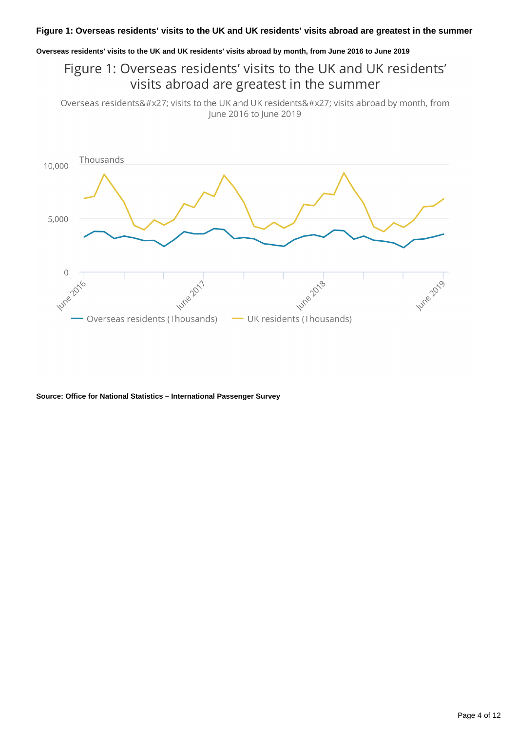**Figure 1: Overseas residents’ visits to the UK and UK residents’ visits abroad are greatest in the summer**

**Overseas residents' visits to the UK and UK residents' visits abroad by month, from June 2016 to June 2019**

Figure 1: Overseas residents’ visits to the UK and UK residents’ visits abroad are greatest in the summer

Overseas residents&#x27; visits to the UK and UK residents&#x27; visits abroad by month, from June 2016 to June 2019

Thousands

10,000

5,000

0

June 2016

June 2017

June 2018

June 2019

Overseas residents (Thousands)

UK residents (Thousands)

**Source: Office for National Statistics – International Passenger Survey**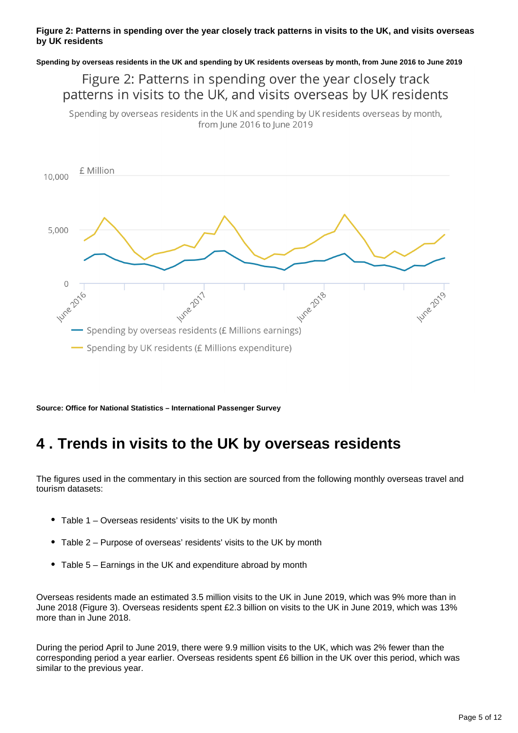**Figure 2: Patterns in spending over the year closely track patterns in visits to the UK, and visits overseas by UK residents**

**Spending by overseas residents in the UK and spending by UK residents overseas by month, from June 2016 to June 2019**

Figure 2: Patterns in spending over the year closely track patterns in visits to the UK, and visits overseas by UK residents

Spending by overseas residents in the UK and spending by UK residents overseas by month, from June 2016 to June 2019

£ Million

10,000

5,000

0

June 2016

June 2017

June 2018

June 2019

Spending by overseas residents (£ Millions earnings)

Spending by UK residents (£ Millions expenditure)

**Source: Office for National Statistics – International Passenger Survey**

## 4 . Trends in visits to the UK by overseas residents

The figures used in the commentary in this section are sourced from the following monthly overseas travel and tourism datasets:

- Table 1 – Overseas residents' visits to the UK by month
- Table 2 – Purpose of overseas' residents' visits to the UK by month
- Table 5 – Earnings in the UK and expenditure abroad by month

Overseas residents made an estimated 3.5 million visits to the UK in June 2019, which was 9% more than in June 2018 (Figure 3). Overseas residents spent £2.3 billion on visits to the UK in June 2019, which was 13% more than in June 2018.

During the period April to June 2019, there were 9.9 million visits to the UK, which was 2% fewer than the corresponding period a year earlier. Overseas residents spent £6 billion in the UK over this period, which was similar to the previous year.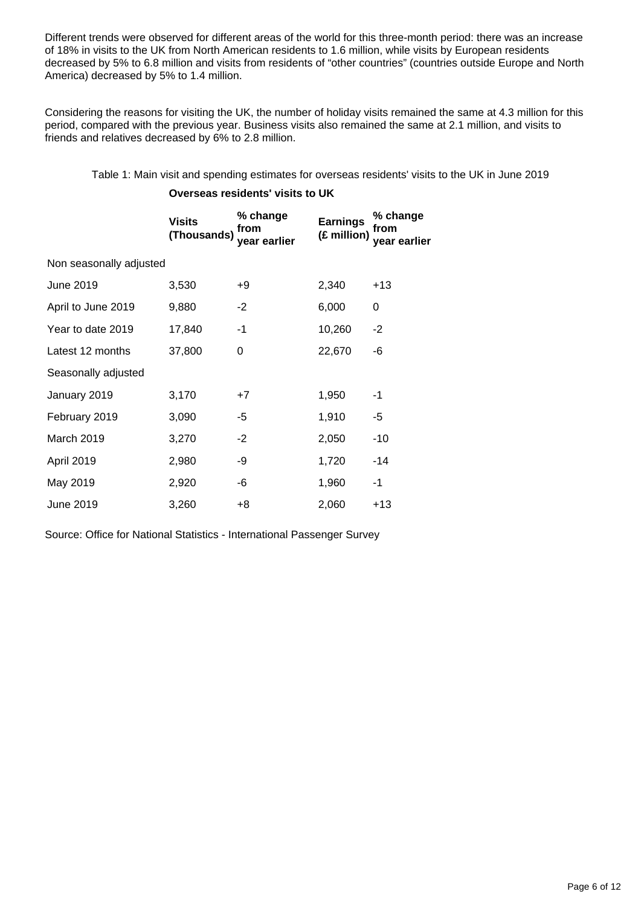Different trends were observed for different areas of the world for this three-month period: there was an increase of 18% in visits to the UK from North American residents to 1.6 million, while visits by European residents decreased by 5% to 6.8 million and visits from residents of “other countries” (countries outside Europe and North America) decreased by 5% to 1.4 million.

Considering the reasons for visiting the UK, the number of holiday visits remained the same at 4.3 million for this period, compared with the previous year. Business visits also remained the same at 2.1 million, and visits to friends and relatives decreased by 6% to 2.8 million.

Table 1: Main visit and spending estimates for overseas residents' visits to the UK in June 2019

| | **Overseas residents' visits to UK** | | | |
|---|---|---|---|---|
| | **Visits (Thousands)** | **% change from year earlier** | **Earnings (£ million)** | **% change from year earlier** |
| Non seasonally adjusted | | | | |
| June 2019 | 3,530 | +9 | 2,340 | +13 |
| April to June 2019 | 9,880 | -2 | 6,000 | 0 |
| Year to date 2019 | 17,840 | -1 | 10,260 | -2 |
| Latest 12 months | 37,800 | 0 | 22,670 | -6 |
| Seasonally adjusted | | | | |
| January 2019 | 3,170 | +7 | 1,950 | -1 |
| February 2019 | 3,090 | -5 | 1,910 | -5 |
| March 2019 | 3,270 | -2 | 2,050 | -10 |
| April 2019 | 2,980 | -9 | 1,720 | -14 |
| May 2019 | 2,920 | -6 | 1,960 | -1 |
| June 2019 | 3,260 | +8 | 2,060 | +13 |

Source: Office for National Statistics - International Passenger Survey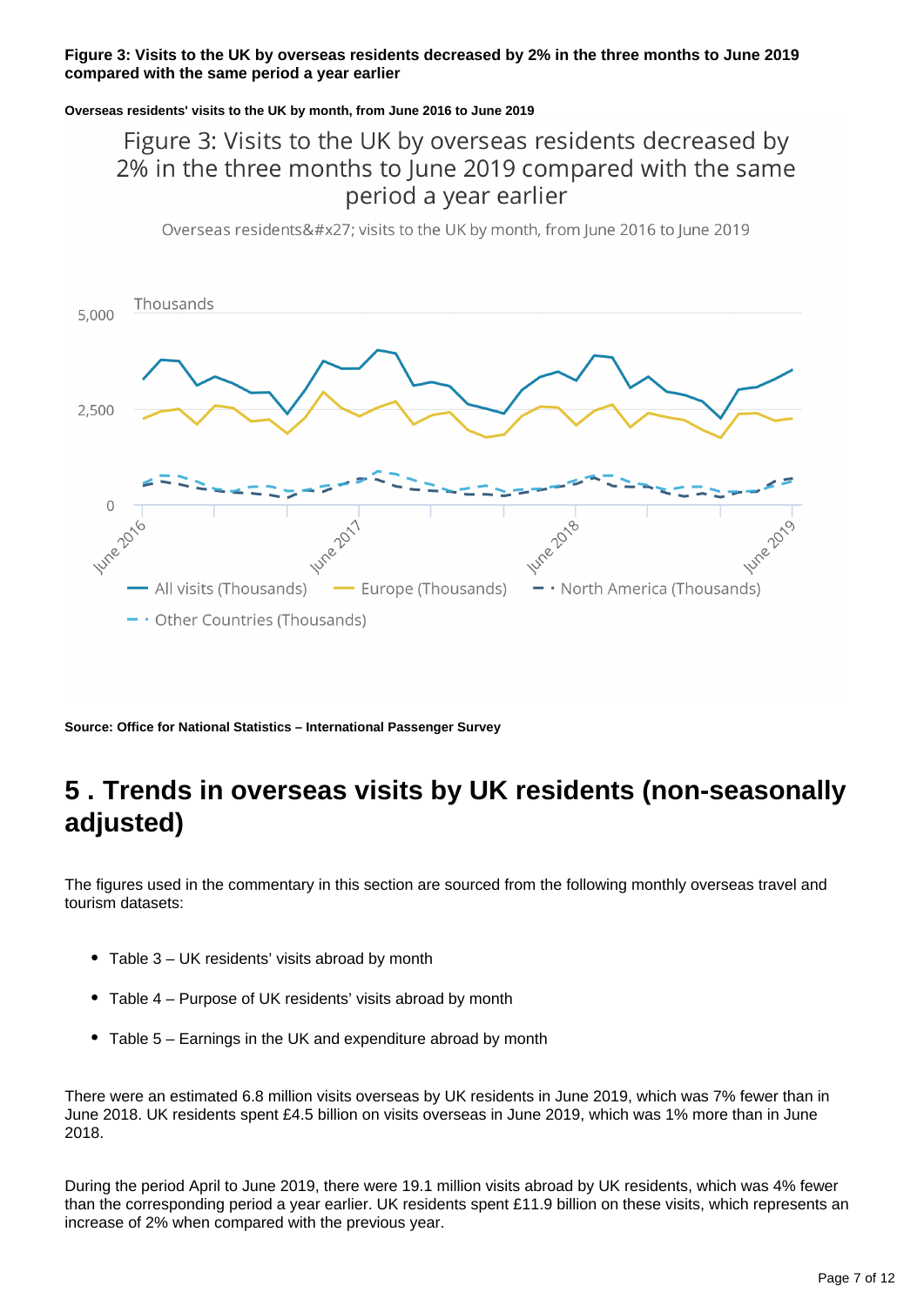**Figure 3: Visits to the UK by overseas residents decreased by 2% in the three months to June 2019 compared with the same period a year earlier**

**Overseas residents' visits to the UK by month, from June 2016 to June 2019**

Figure 3: Visits to the UK by overseas residents decreased by 2% in the three months to June 2019 compared with the same period a year earlier

Overseas residents&#x27; visits to the UK by month, from June 2016 to June 2019

Thousands

5,000

2,500

0

June 2016

June 2017

June 2018

June 2019

All visits (Thousands)

Europe (Thousands)

North America (Thousands)

Other Countries (Thousands)

**Source: Office for National Statistics – International Passenger Survey**

## 5 . Trends in overseas visits by UK residents (non-seasonally adjusted)

The figures used in the commentary in this section are sourced from the following monthly overseas travel and tourism datasets:

- Table 3 – UK residents' visits abroad by month
- Table 4 – Purpose of UK residents' visits abroad by month
- Table 5 – Earnings in the UK and expenditure abroad by month

There were an estimated 6.8 million visits overseas by UK residents in June 2019, which was 7% fewer than in June 2018. UK residents spent £4.5 billion on visits overseas in June 2019, which was 1% more than in June 2018.

During the period April to June 2019, there were 19.1 million visits abroad by UK residents, which was 4% fewer than the corresponding period a year earlier. UK residents spent £11.9 billion on these visits, which represents an increase of 2% when compared with the previous year.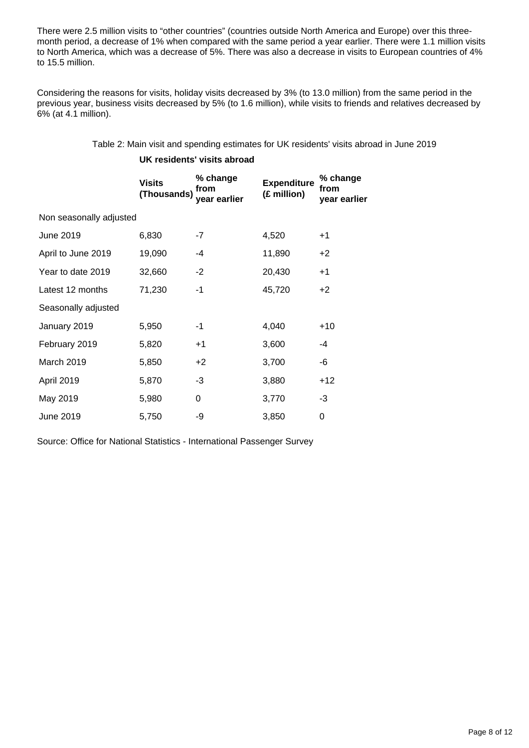There were 2.5 million visits to “other countries” (countries outside North America and Europe) over this three-month period, a decrease of 1% when compared with the same period a year earlier. There were 1.1 million visits to North America, which was a decrease of 5%. There was also a decrease in visits to European countries of 4% to 15.5 million.

Considering the reasons for visits, holiday visits decreased by 3% (to 13.0 million) from the same period in the previous year, business visits decreased by 5% (to 1.6 million), while visits to friends and relatives decreased by 6% (at 4.1 million).

Table 2: Main visit and spending estimates for UK residents' visits abroad in June 2019

| | UK residents' visits abroad | | | |
|---|---|---|---|---|
| | **Visits (Thousands)** | **% change from year earlier** | **Expenditure (£ million)** | **% change from year earlier** |
| Non seasonally adjusted | | | | |
| June 2019 | 6,830 | -7 | 4,520 | +1 |
| April to June 2019 | 19,090 | -4 | 11,890 | +2 |
| Year to date 2019 | 32,660 | -2 | 20,430 | +1 |
| Latest 12 months | 71,230 | -1 | 45,720 | +2 |
| Seasonally adjusted | | | | |
| January 2019 | 5,950 | -1 | 4,040 | +10 |
| February 2019 | 5,820 | +1 | 3,600 | -4 |
| March 2019 | 5,850 | +2 | 3,700 | -6 |
| April 2019 | 5,870 | -3 | 3,880 | +12 |
| May 2019 | 5,980 | 0 | 3,770 | -3 |
| June 2019 | 5,750 | -9 | 3,850 | 0 |

Source: Office for National Statistics - International Passenger Survey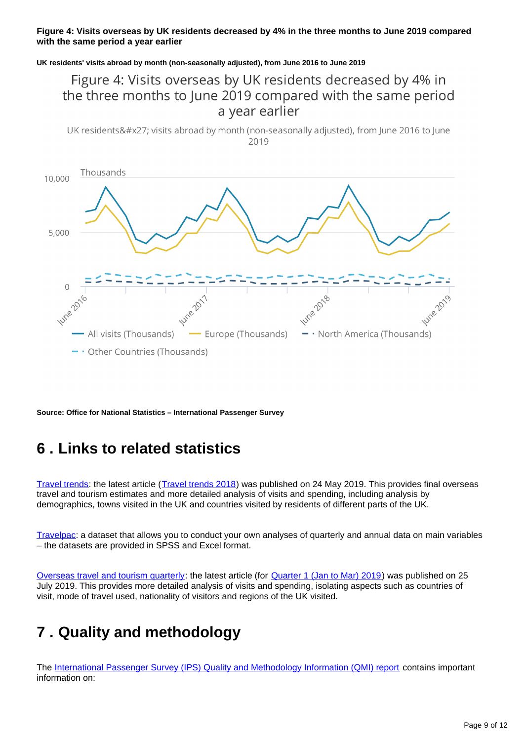**Figure 4: Visits overseas by UK residents decreased by 4% in the three months to June 2019 compared with the same period a year earlier**

**UK residents' visits abroad by month (non-seasonally adjusted), from June 2016 to June 2019**

Figure 4: Visits overseas by UK residents decreased by 4% in the three months to June 2019 compared with the same period a year earlier

UK residents&#x27; visits abroad by month (non-seasonally adjusted), from June 2016 to June 2019

Thousands

10,000

5,000

0

June 2016

June 2017

June 2018

June 2019

All visits (Thousands)

Europe (Thousands)

North America (Thousands)

Other Countries (Thousands)

**Source: Office for National Statistics – International Passenger Survey**

# 6 . Links to related statistics

[Travel trends](): the latest article ([Travel trends 2018]()) was published on 24 May 2019. This provides final overseas travel and tourism estimates and more detailed analysis of visits and spending, including analysis by demographics, towns visited in the UK and countries visited by residents of different parts of the UK.

[Travelpac](): a dataset that allows you to conduct your own analyses of quarterly and annual data on main variables – the datasets are provided in SPSS and Excel format.

[Overseas travel and tourism quarterly](): the latest article (for [Quarter 1 (Jan to Mar) 2019]()) was published on 25 July 2019. This provides more detailed analysis of visits and spending, isolating aspects such as countries of visit, mode of travel used, nationality of visitors and regions of the UK visited.

# 7 . Quality and methodology

The [International Passenger Survey (IPS) Quality and Methodology Information (QMI) report]() contains important information on: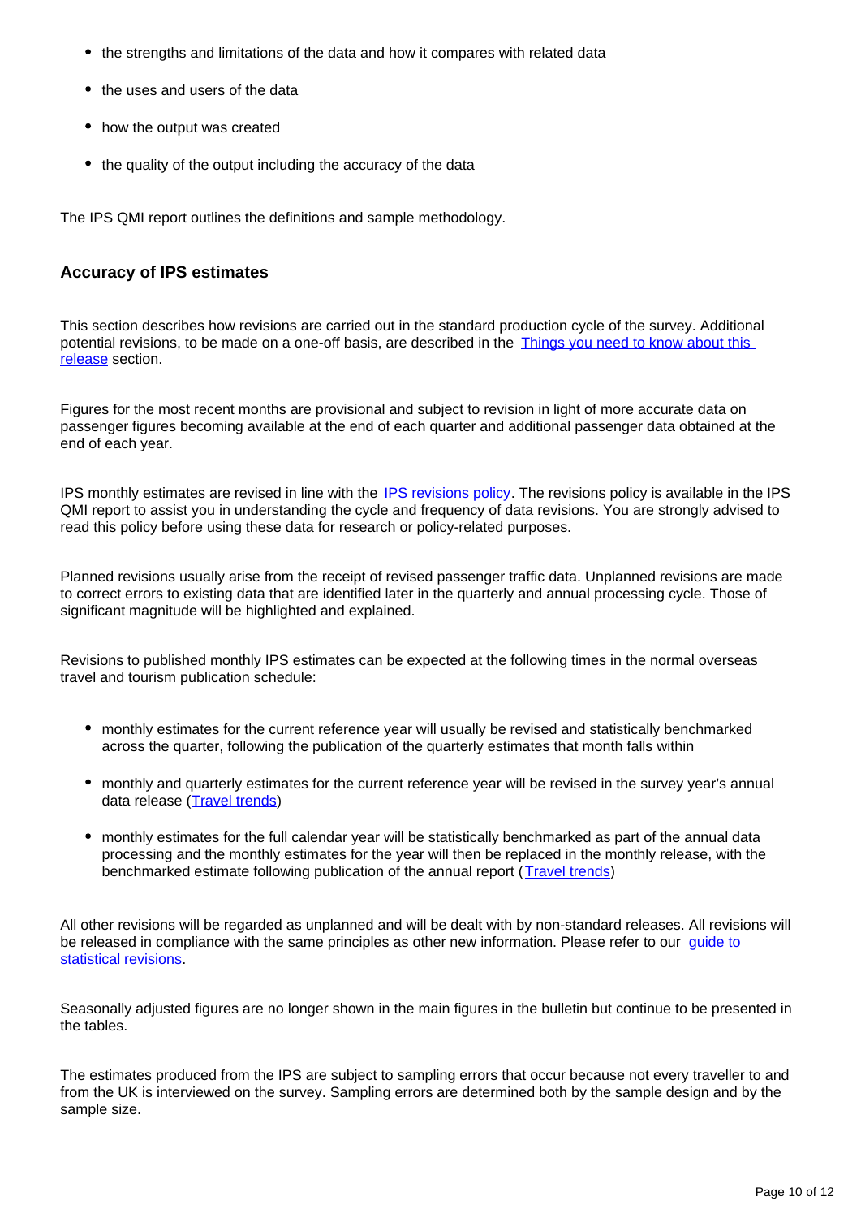- the strengths and limitations of the data and how it compares with related data
- the uses and users of the data
- how the output was created
- the quality of the output including the accuracy of the data

The IPS QMI report outlines the definitions and sample methodology.

### Accuracy of IPS estimates

This section describes how revisions are carried out in the standard production cycle of the survey. Additional potential revisions, to be made on a one-off basis, are described in the [Things you need to know about this release]() section.

Figures for the most recent months are provisional and subject to revision in light of more accurate data on passenger figures becoming available at the end of each quarter and additional passenger data obtained at the end of each year.

IPS monthly estimates are revised in line with the [IPS revisions policy](). The revisions policy is available in the IPS QMI report to assist you in understanding the cycle and frequency of data revisions. You are strongly advised to read this policy before using these data for research or policy-related purposes.

Planned revisions usually arise from the receipt of revised passenger traffic data. Unplanned revisions are made to correct errors to existing data that are identified later in the quarterly and annual processing cycle. Those of significant magnitude will be highlighted and explained.

Revisions to published monthly IPS estimates can be expected at the following times in the normal overseas travel and tourism publication schedule:

- monthly estimates for the current reference year will usually be revised and statistically benchmarked across the quarter, following the publication of the quarterly estimates that month falls within
- monthly and quarterly estimates for the current reference year will be revised in the survey year's annual data release ([Travel trends]())
- monthly estimates for the full calendar year will be statistically benchmarked as part of the annual data processing and the monthly estimates for the year will then be replaced in the monthly release, with the benchmarked estimate following publication of the annual report ([Travel trends]())

All other revisions will be regarded as unplanned and will be dealt with by non-standard releases. All revisions will be released in compliance with the same principles as other new information. Please refer to our [guide to statistical revisions]().

Seasonally adjusted figures are no longer shown in the main figures in the bulletin but continue to be presented in the tables.

The estimates produced from the IPS are subject to sampling errors that occur because not every traveller to and from the UK is interviewed on the survey. Sampling errors are determined both by the sample design and by the sample size.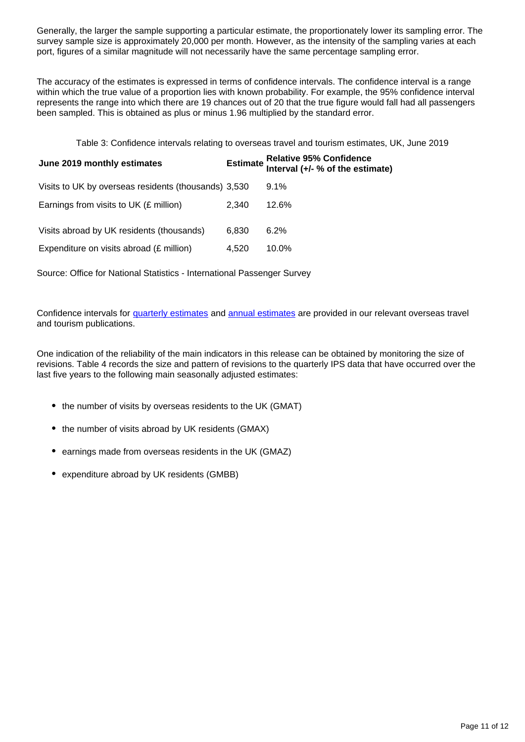Generally, the larger the sample supporting a particular estimate, the proportionately lower its sampling error. The survey sample size is approximately 20,000 per month. However, as the intensity of the sampling varies at each port, figures of a similar magnitude will not necessarily have the same percentage sampling error.

The accuracy of the estimates is expressed in terms of confidence intervals. The confidence interval is a range within which the true value of a proportion lies with known probability. For example, the 95% confidence interval represents the range into which there are 19 chances out of 20 that the true figure would fall had all passengers been sampled. This is obtained as plus or minus 1.96 multiplied by the standard error.

Table 3: Confidence intervals relating to overseas travel and tourism estimates, UK, June 2019

| June 2019 monthly estimates | Estimate | Relative 95% Confidence Interval (+/- % of the estimate) |
|---|---|---|
| Visits to UK by overseas residents (thousands) | 3,530 | 9.1% |
| Earnings from visits to UK (£ million) | 2,340 | 12.6% |
| Visits abroad by UK residents (thousands) | 6,830 | 6.2% |
| Expenditure on visits abroad (£ million) | 4,520 | 10.0% |

Source: Office for National Statistics - International Passenger Survey

Confidence intervals for quarterly estimates and annual estimates are provided in our relevant overseas travel and tourism publications.

One indication of the reliability of the main indicators in this release can be obtained by monitoring the size of revisions. Table 4 records the size and pattern of revisions to the quarterly IPS data that have occurred over the last five years to the following main seasonally adjusted estimates:

- the number of visits by overseas residents to the UK (GMAT)
- the number of visits abroad by UK residents (GMAX)
- earnings made from overseas residents in the UK (GMAZ)
- expenditure abroad by UK residents (GMBB)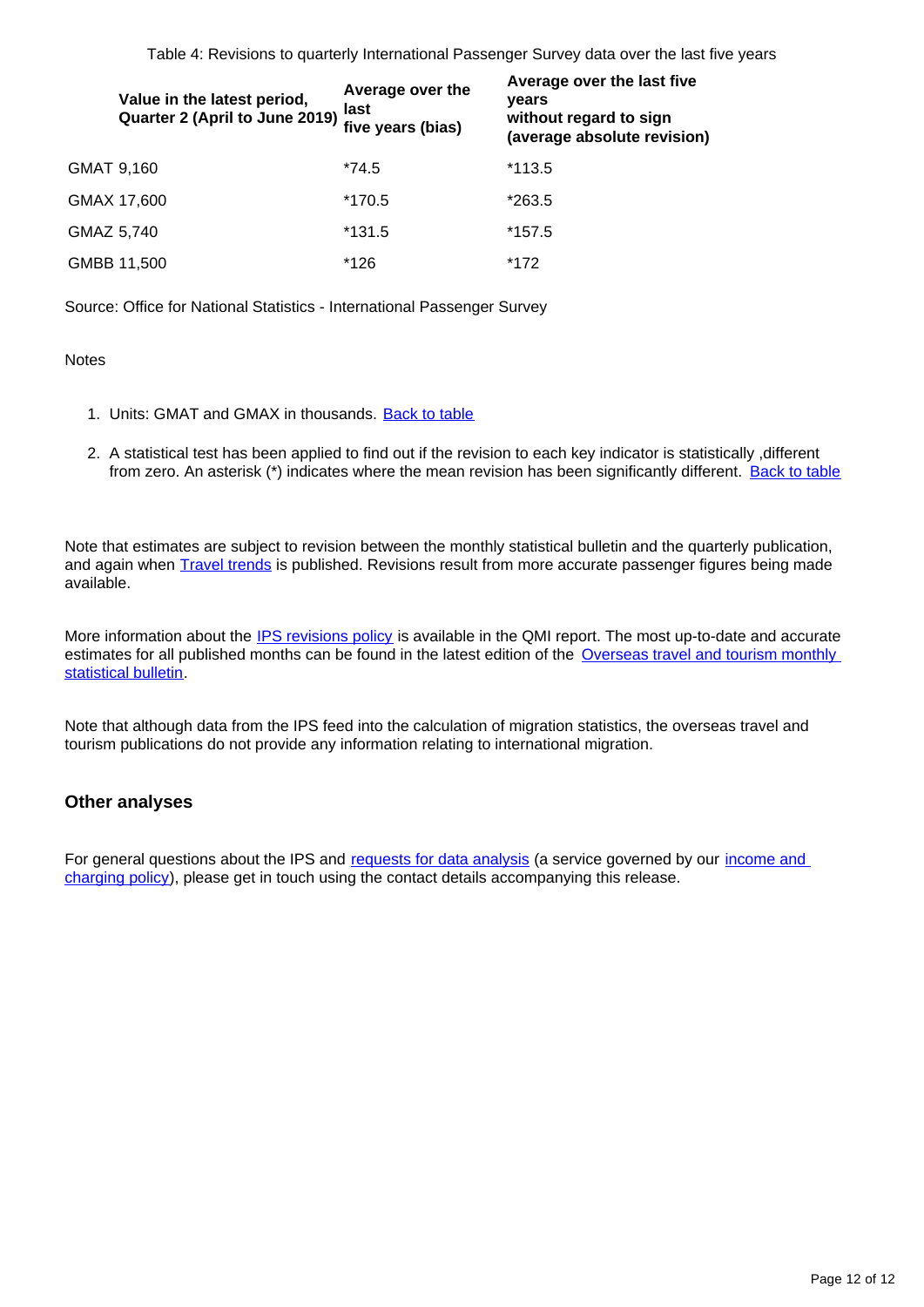Table 4: Revisions to quarterly International Passenger Survey data over the last five years

| Value in the latest period, Quarter 2 (April to June 2019) | Average over the last five years (bias) | Average over the last five years without regard to sign (average absolute revision) |
|---|---|---|
| GMAT 9,160 | *74.5 | *113.5 |
| GMAX 17,600 | *170.5 | *263.5 |
| GMAZ 5,740 | *131.5 | *157.5 |
| GMBB 11,500 | *126 | *172 |

Source: Office for National Statistics - International Passenger Survey

Notes

1. Units: GMAT and GMAX in thousands. Back to table

2. A statistical test has been applied to find out if the revision to each key indicator is statistically ,different from zero. An asterisk (*) indicates where the mean revision has been significantly different. Back to table

Note that estimates are subject to revision between the monthly statistical bulletin and the quarterly publication, and again when Travel trends is published. Revisions result from more accurate passenger figures being made available.

More information about the IPS revisions policy is available in the QMI report. The most up-to-date and accurate estimates for all published months can be found in the latest edition of the Overseas travel and tourism monthly statistical bulletin.

Note that although data from the IPS feed into the calculation of migration statistics, the overseas travel and tourism publications do not provide any information relating to international migration.

### Other analyses

For general questions about the IPS and requests for data analysis (a service governed by our income and charging policy), please get in touch using the contact details accompanying this release.